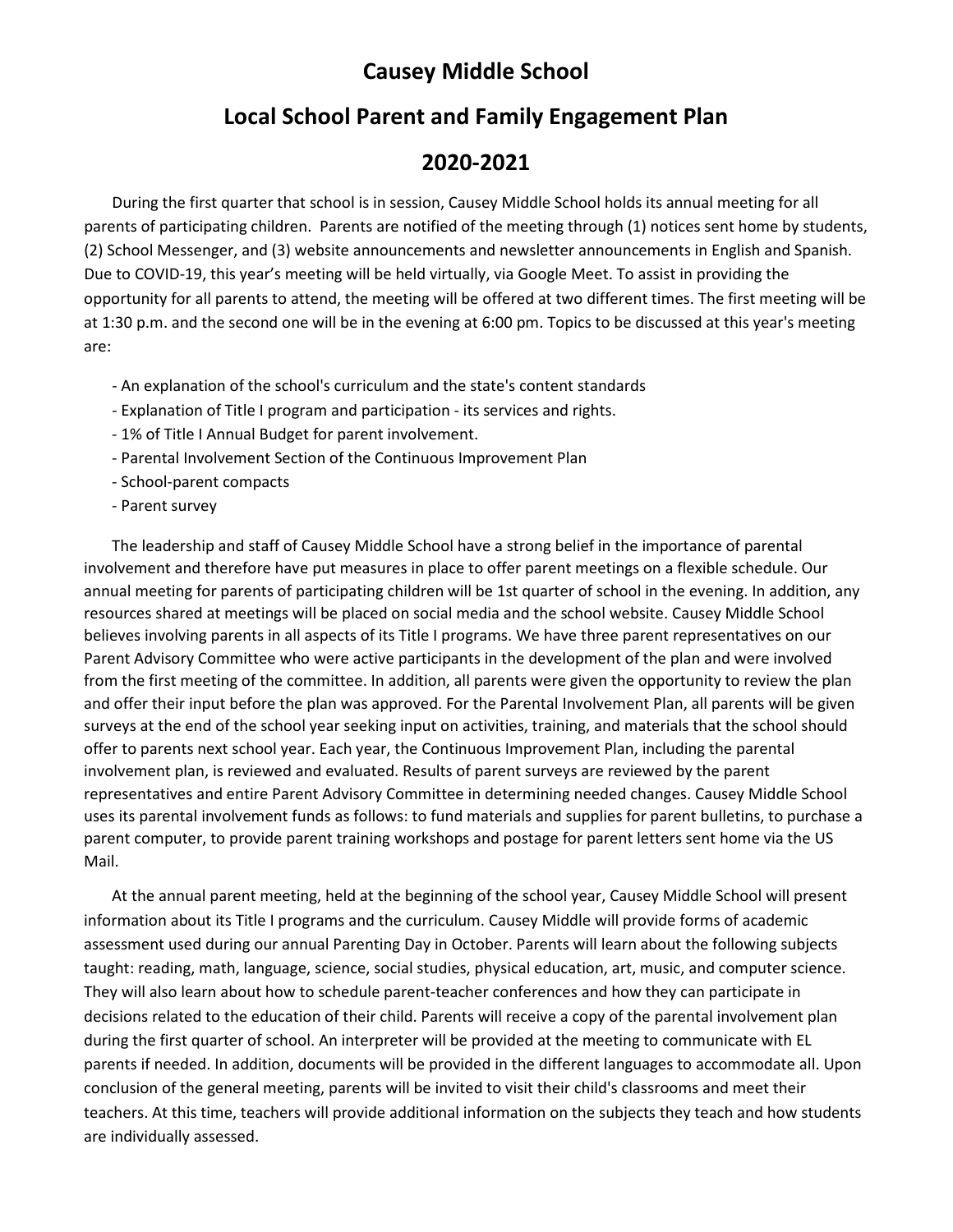# Causey Middle School

## Local School Parent and Family Engagement Plan

## 2020-2021

During the first quarter that school is in session, Causey Middle School holds its annual meeting for all parents of participating children. Parents are notified of the meeting through (1) notices sent home by students, (2) School Messenger, and (3) website announcements and newsletter announcements in English and Spanish. Due to COVID-19, this year's meeting will be held virtually, via Google Meet. To assist in providing the opportunity for all parents to attend, the meeting will be offered at two different times. The first meeting will be at 1:30 p.m. and the second one will be in the evening at 6:00 pm. Topics to be discussed at this year's meeting are:

- An explanation of the school's curriculum and the state's content standards
- Explanation of Title I program and participation - its services and rights.
- 1% of Title I Annual Budget for parent involvement.
- Parental Involvement Section of the Continuous Improvement Plan
- School-parent compacts
- Parent survey

The leadership and staff of Causey Middle School have a strong belief in the importance of parental involvement and therefore have put measures in place to offer parent meetings on a flexible schedule. Our annual meeting for parents of participating children will be 1st quarter of school in the evening. In addition, any resources shared at meetings will be placed on social media and the school website. Causey Middle School believes involving parents in all aspects of its Title I programs. We have three parent representatives on our Parent Advisory Committee who were active participants in the development of the plan and were involved from the first meeting of the committee. In addition, all parents were given the opportunity to review the plan and offer their input before the plan was approved. For the Parental Involvement Plan, all parents will be given surveys at the end of the school year seeking input on activities, training, and materials that the school should offer to parents next school year. Each year, the Continuous Improvement Plan, including the parental involvement plan, is reviewed and evaluated. Results of parent surveys are reviewed by the parent representatives and entire Parent Advisory Committee in determining needed changes. Causey Middle School uses its parental involvement funds as follows: to fund materials and supplies for parent bulletins, to purchase a parent computer, to provide parent training workshops and postage for parent letters sent home via the US Mail.

At the annual parent meeting, held at the beginning of the school year, Causey Middle School will present information about its Title I programs and the curriculum. Causey Middle will provide forms of academic assessment used during our annual Parenting Day in October. Parents will learn about the following subjects taught: reading, math, language, science, social studies, physical education, art, music, and computer science. They will also learn about how to schedule parent-teacher conferences and how they can participate in decisions related to the education of their child. Parents will receive a copy of the parental involvement plan during the first quarter of school. An interpreter will be provided at the meeting to communicate with EL parents if needed. In addition, documents will be provided in the different languages to accommodate all. Upon conclusion of the general meeting, parents will be invited to visit their child's classrooms and meet their teachers. At this time, teachers will provide additional information on the subjects they teach and how students are individually assessed.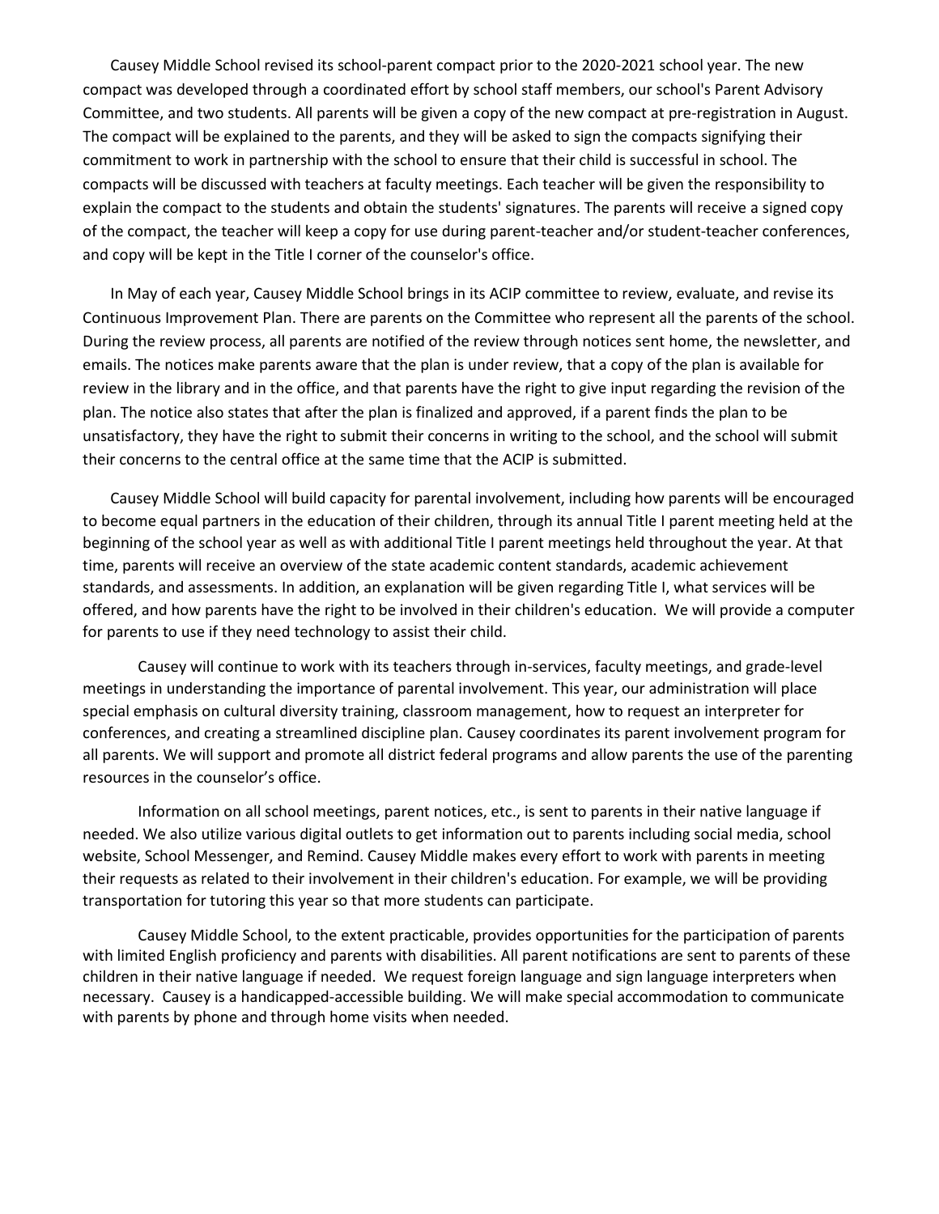Causey Middle School revised its school-parent compact prior to the 2020-2021 school year. The new compact was developed through a coordinated effort by school staff members, our school's Parent Advisory Committee, and two students. All parents will be given a copy of the new compact at pre-registration in August. The compact will be explained to the parents, and they will be asked to sign the compacts signifying their commitment to work in partnership with the school to ensure that their child is successful in school. The compacts will be discussed with teachers at faculty meetings. Each teacher will be given the responsibility to explain the compact to the students and obtain the students' signatures. The parents will receive a signed copy of the compact, the teacher will keep a copy for use during parent-teacher and/or student-teacher conferences, and copy will be kept in the Title I corner of the counselor's office.

In May of each year, Causey Middle School brings in its ACIP committee to review, evaluate, and revise its Continuous Improvement Plan. There are parents on the Committee who represent all the parents of the school. During the review process, all parents are notified of the review through notices sent home, the newsletter, and emails. The notices make parents aware that the plan is under review, that a copy of the plan is available for review in the library and in the office, and that parents have the right to give input regarding the revision of the plan. The notice also states that after the plan is finalized and approved, if a parent finds the plan to be unsatisfactory, they have the right to submit their concerns in writing to the school, and the school will submit their concerns to the central office at the same time that the ACIP is submitted.

Causey Middle School will build capacity for parental involvement, including how parents will be encouraged to become equal partners in the education of their children, through its annual Title I parent meeting held at the beginning of the school year as well as with additional Title I parent meetings held throughout the year. At that time, parents will receive an overview of the state academic content standards, academic achievement standards, and assessments. In addition, an explanation will be given regarding Title I, what services will be offered, and how parents have the right to be involved in their children's education. We will provide a computer for parents to use if they need technology to assist their child.

Causey will continue to work with its teachers through in-services, faculty meetings, and grade-level meetings in understanding the importance of parental involvement. This year, our administration will place special emphasis on cultural diversity training, classroom management, how to request an interpreter for conferences, and creating a streamlined discipline plan. Causey coordinates its parent involvement program for all parents. We will support and promote all district federal programs and allow parents the use of the parenting resources in the counselor's office.

Information on all school meetings, parent notices, etc., is sent to parents in their native language if needed. We also utilize various digital outlets to get information out to parents including social media, school website, School Messenger, and Remind. Causey Middle makes every effort to work with parents in meeting their requests as related to their involvement in their children's education. For example, we will be providing transportation for tutoring this year so that more students can participate.

Causey Middle School, to the extent practicable, provides opportunities for the participation of parents with limited English proficiency and parents with disabilities. All parent notifications are sent to parents of these children in their native language if needed. We request foreign language and sign language interpreters when necessary. Causey is a handicapped-accessible building. We will make special accommodation to communicate with parents by phone and through home visits when needed.